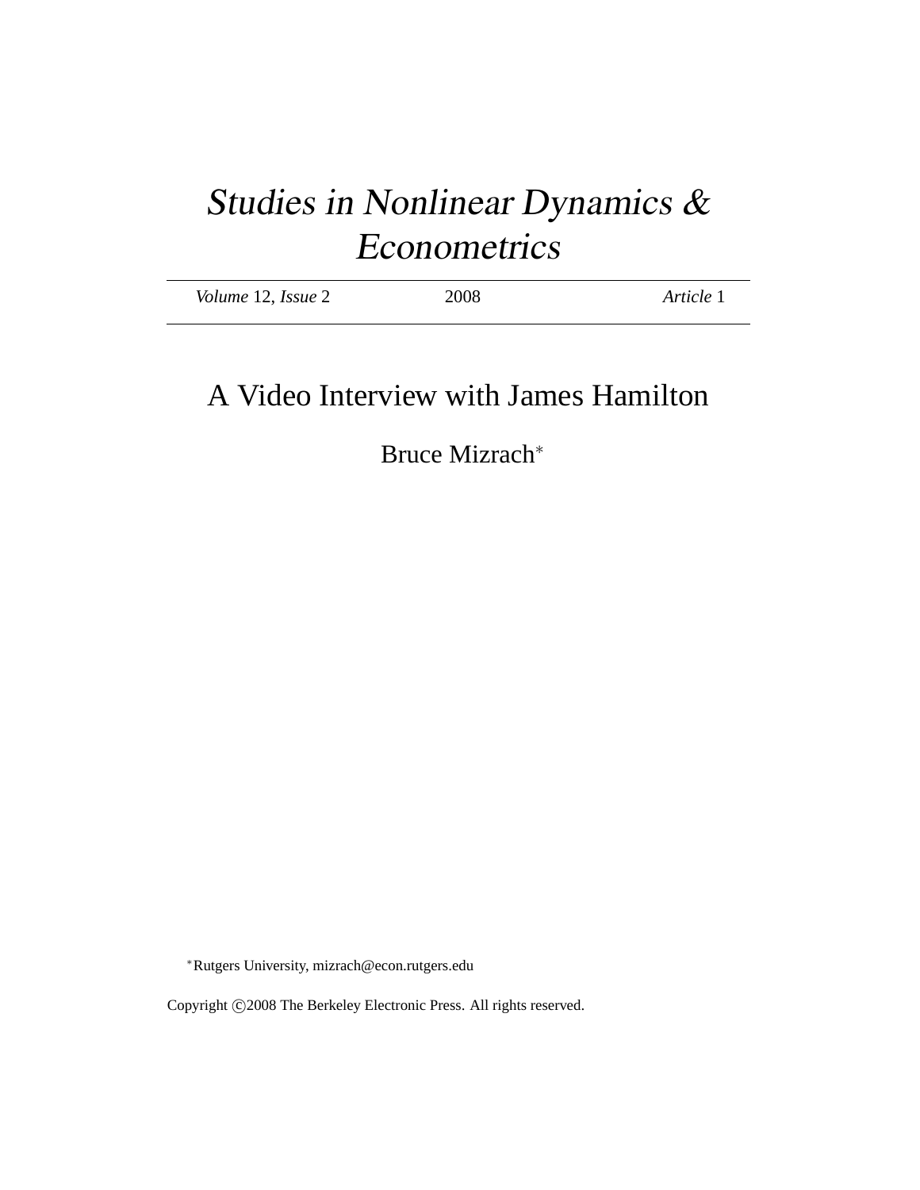# *Studies in Nonlinear Dynamics & Econometrics*

*Volume* 12, *Issue* 2 2008 *Article* 1

## A Video Interview with James Hamilton

Bruce Mizrach*

*Rutgers University, mizrach@econ.rutgers.edu

Copyright ©2008 The Berkeley Electronic Press. All rights reserved.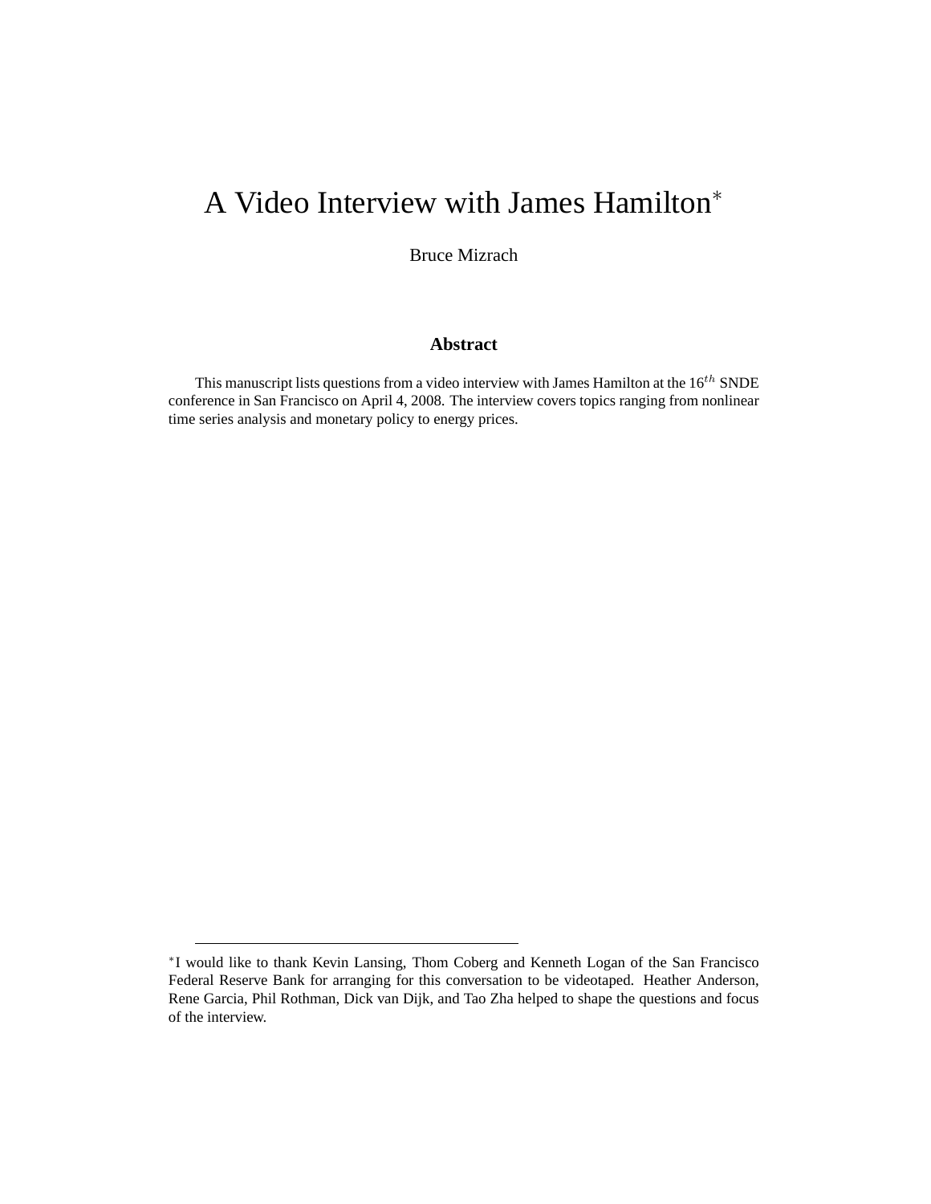# A Video Interview with James Hamilton[*]

Bruce Mizrach

### Abstract

This manuscript lists questions from a video interview with James Hamilton at the $16^{th}$ SNDE conference in San Francisco on April 4, 2008. The interview covers topics ranging from nonlinear time series analysis and monetary policy to energy prices.

---

[*] I would like to thank Kevin Lansing, Thom Coberg and Kenneth Logan of the San Francisco Federal Reserve Bank for arranging for this conversation to be videotaped. Heather Anderson, Rene Garcia, Phil Rothman, Dick van Dijk, and Tao Zha helped to shape the questions and focus of the interview.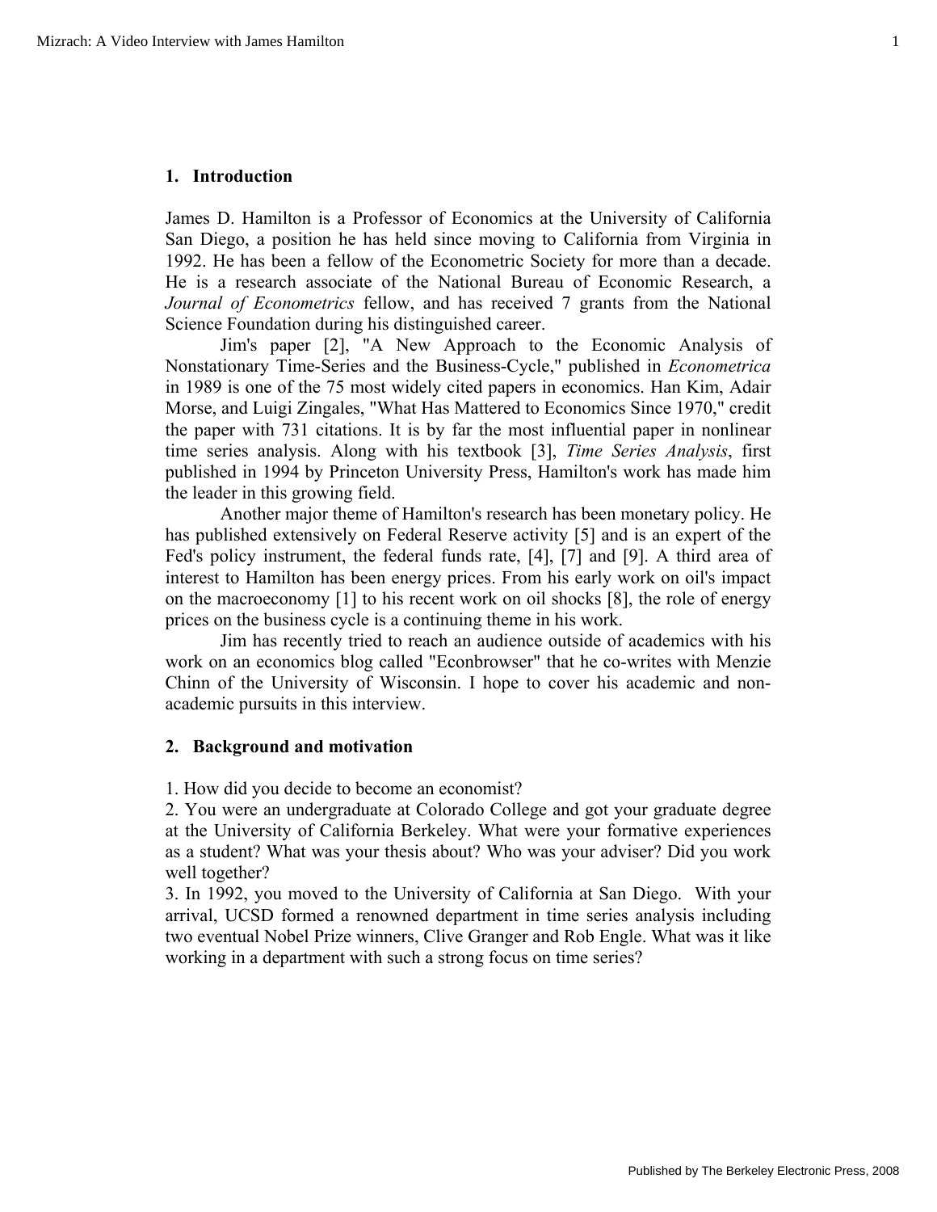## 1. Introduction

James D. Hamilton is a Professor of Economics at the University of California San Diego, a position he has held since moving to California from Virginia in 1992. He has been a fellow of the Econometric Society for more than a decade. He is a research associate of the National Bureau of Economic Research, a *Journal of Econometrics* fellow, and has received 7 grants from the National Science Foundation during his distinguished career.

Jim's paper [2], "A New Approach to the Economic Analysis of Nonstationary Time-Series and the Business-Cycle," published in *Econometrica* in 1989 is one of the 75 most widely cited papers in economics. Han Kim, Adair Morse, and Luigi Zingales, "What Has Mattered to Economics Since 1970," credit the paper with 731 citations. It is by far the most influential paper in nonlinear time series analysis. Along with his textbook [3], *Time Series Analysis*, first published in 1994 by Princeton University Press, Hamilton's work has made him the leader in this growing field.

Another major theme of Hamilton's research has been monetary policy. He has published extensively on Federal Reserve activity [5] and is an expert of the Fed's policy instrument, the federal funds rate, [4], [7] and [9]. A third area of interest to Hamilton has been energy prices. From his early work on oil's impact on the macroeconomy [1] to his recent work on oil shocks [8], the role of energy prices on the business cycle is a continuing theme in his work.

Jim has recently tried to reach an audience outside of academics with his work on an economics blog called "Econbrowser" that he co-writes with Menzie Chinn of the University of Wisconsin. I hope to cover his academic and non-academic pursuits in this interview.

## 2. Background and motivation

1. How did you decide to become an economist?
2. You were an undergraduate at Colorado College and got your graduate degree at the University of California Berkeley. What were your formative experiences as a student? What was your thesis about? Who was your adviser? Did you work well together?
3. In 1992, you moved to the University of California at San Diego. With your arrival, UCSD formed a renowned department in time series analysis including two eventual Nobel Prize winners, Clive Granger and Rob Engle. What was it like working in a department with such a strong focus on time series?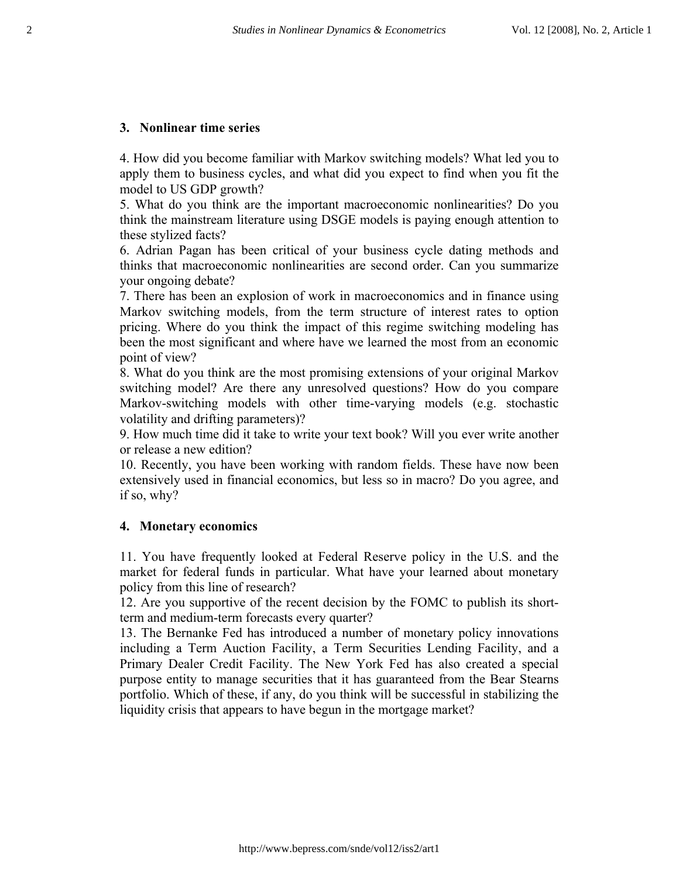## 3. Nonlinear time series

4. How did you become familiar with Markov switching models? What led you to apply them to business cycles, and what did you expect to find when you fit the model to US GDP growth?
5. What do you think are the important macroeconomic nonlinearities? Do you think the mainstream literature using DSGE models is paying enough attention to these stylized facts?
6. Adrian Pagan has been critical of your business cycle dating methods and thinks that macroeconomic nonlinearities are second order. Can you summarize your ongoing debate?
7. There has been an explosion of work in macroeconomics and in finance using Markov switching models, from the term structure of interest rates to option pricing. Where do you think the impact of this regime switching modeling has been the most significant and where have we learned the most from an economic point of view?
8. What do you think are the most promising extensions of your original Markov switching model? Are there any unresolved questions? How do you compare Markov-switching models with other time-varying models (e.g. stochastic volatility and drifting parameters)?
9. How much time did it take to write your text book? Will you ever write another or release a new edition?
10. Recently, you have been working with random fields. These have now been extensively used in financial economics, but less so in macro? Do you agree, and if so, why?

## 4. Monetary economics

11. You have frequently looked at Federal Reserve policy in the U.S. and the market for federal funds in particular. What have your learned about monetary policy from this line of research?
12. Are you supportive of the recent decision by the FOMC to publish its short-term and medium-term forecasts every quarter?
13. The Bernanke Fed has introduced a number of monetary policy innovations including a Term Auction Facility, a Term Securities Lending Facility, and a Primary Dealer Credit Facility. The New York Fed has also created a special purpose entity to manage securities that it has guaranteed from the Bear Stearns portfolio. Which of these, if any, do you think will be successful in stabilizing the liquidity crisis that appears to have begun in the mortgage market?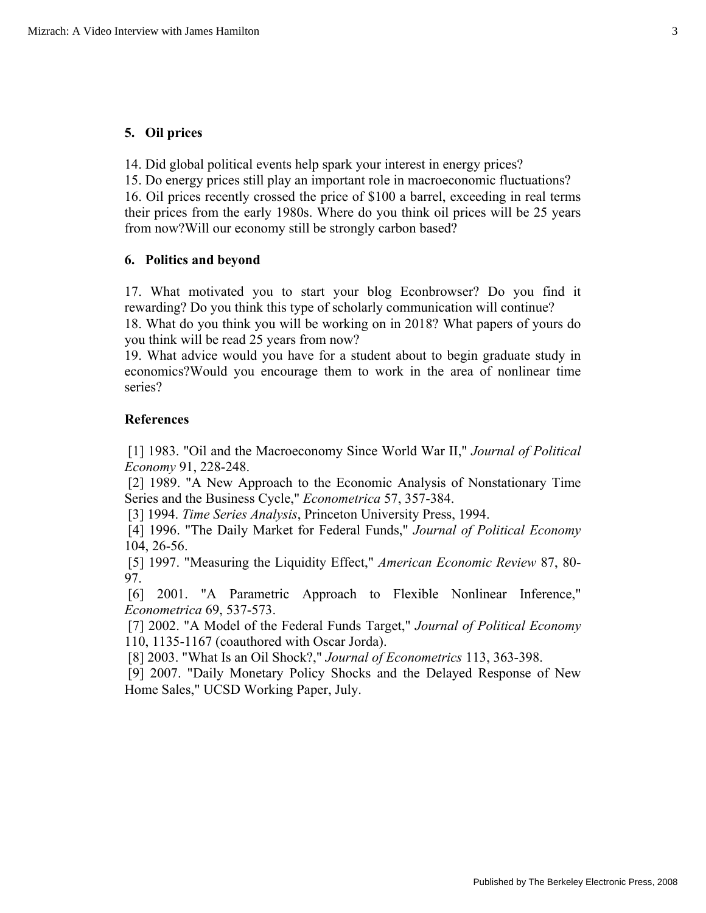## 5. Oil prices

14. Did global political events help spark your interest in energy prices?
15. Do energy prices still play an important role in macroeconomic fluctuations?
16. Oil prices recently crossed the price of $100 a barrel, exceeding in real terms their prices from the early 1980s. Where do you think oil prices will be 25 years from now?Will our economy still be strongly carbon based?

## 6. Politics and beyond

17. What motivated you to start your blog Econbrowser? Do you find it rewarding? Do you think this type of scholarly communication will continue?
18. What do you think you will be working on in 2018? What papers of yours do you think will be read 25 years from now?
19. What advice would you have for a student about to begin graduate study in economics?Would you encourage them to work in the area of nonlinear time series?

## References

[1] 1983. "Oil and the Macroeconomy Since World War II," *Journal of Political Economy* 91, 228-248.

[2] 1989. "A New Approach to the Economic Analysis of Nonstationary Time Series and the Business Cycle," *Econometrica* 57, 357-384.

[3] 1994. *Time Series Analysis*, Princeton University Press, 1994.

[4] 1996. "The Daily Market for Federal Funds," *Journal of Political Economy* 104, 26-56.

[5] 1997. "Measuring the Liquidity Effect," *American Economic Review* 87, 80-97.

[6] 2001. "A Parametric Approach to Flexible Nonlinear Inference," *Econometrica* 69, 537-573.

[7] 2002. "A Model of the Federal Funds Target," *Journal of Political Economy* 110, 1135-1167 (coauthored with Oscar Jorda).

[8] 2003. "What Is an Oil Shock?," *Journal of Econometrics* 113, 363-398.

[9] 2007. "Daily Monetary Policy Shocks and the Delayed Response of New Home Sales," UCSD Working Paper, July.